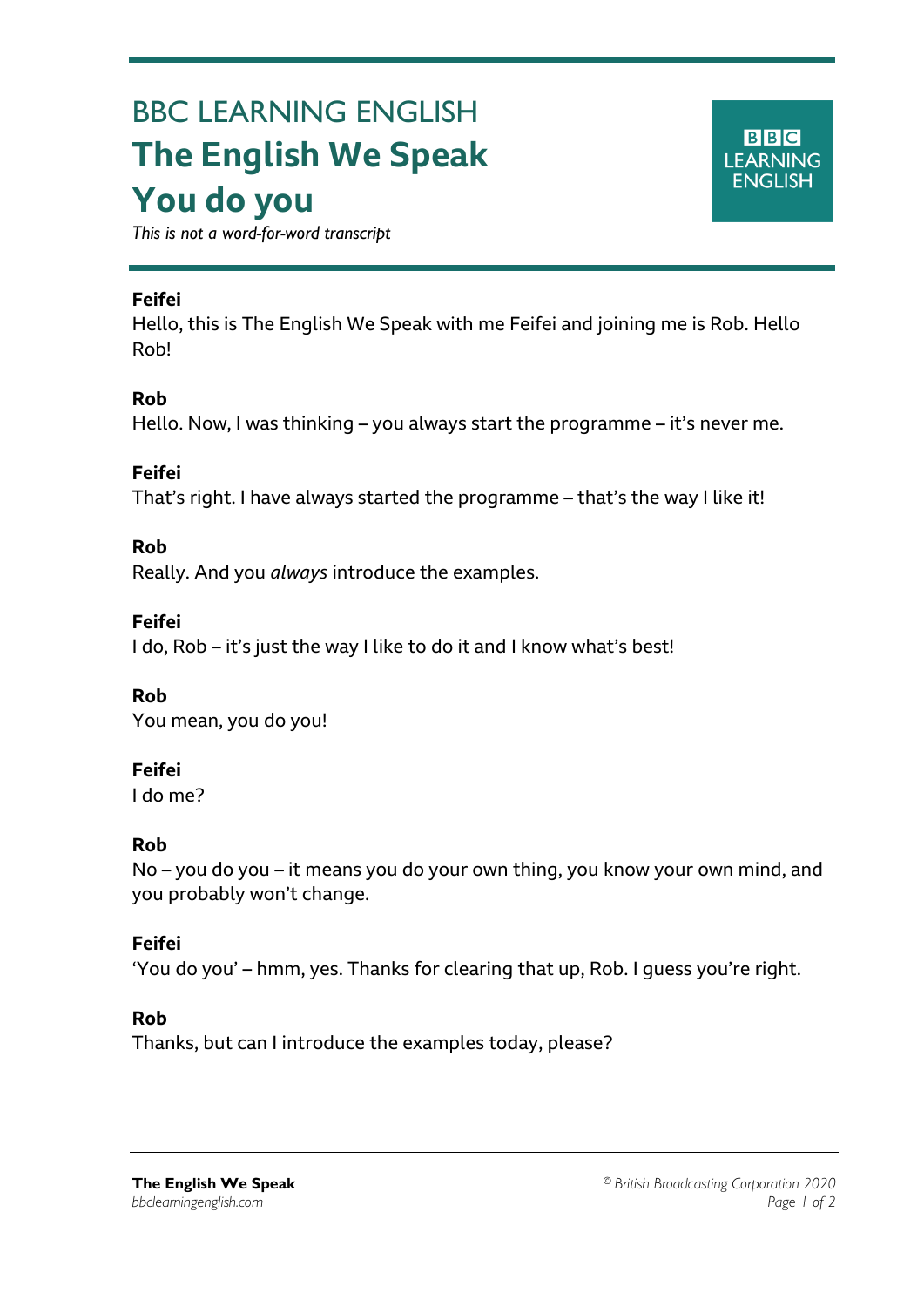# BBC LEARNING ENGLISH

# The English We Speak

# You do you

*This is not a word-for-word transcript*

**Feifei**

Hello, this is The English We Speak with me Feifei and joining me is Rob. Hello Rob!

**Rob**

Hello. Now, I was thinking – you always start the programme – it's never me.

**Feifei**

That's right. I have always started the programme – that's the way I like it!

**Rob**

Really. And you *always* introduce the examples.

**Feifei**

I do, Rob – it's just the way I like to do it and I know what's best!

**Rob**

You mean, you do you!

**Feifei**

I do me?

**Rob**

No – you do you – it means you do your own thing, you know your own mind, and you probably won't change.

**Feifei**

'You do you' – hmm, yes. Thanks for clearing that up, Rob. I guess you're right.

**Rob**

Thanks, but can I introduce the examples today, please?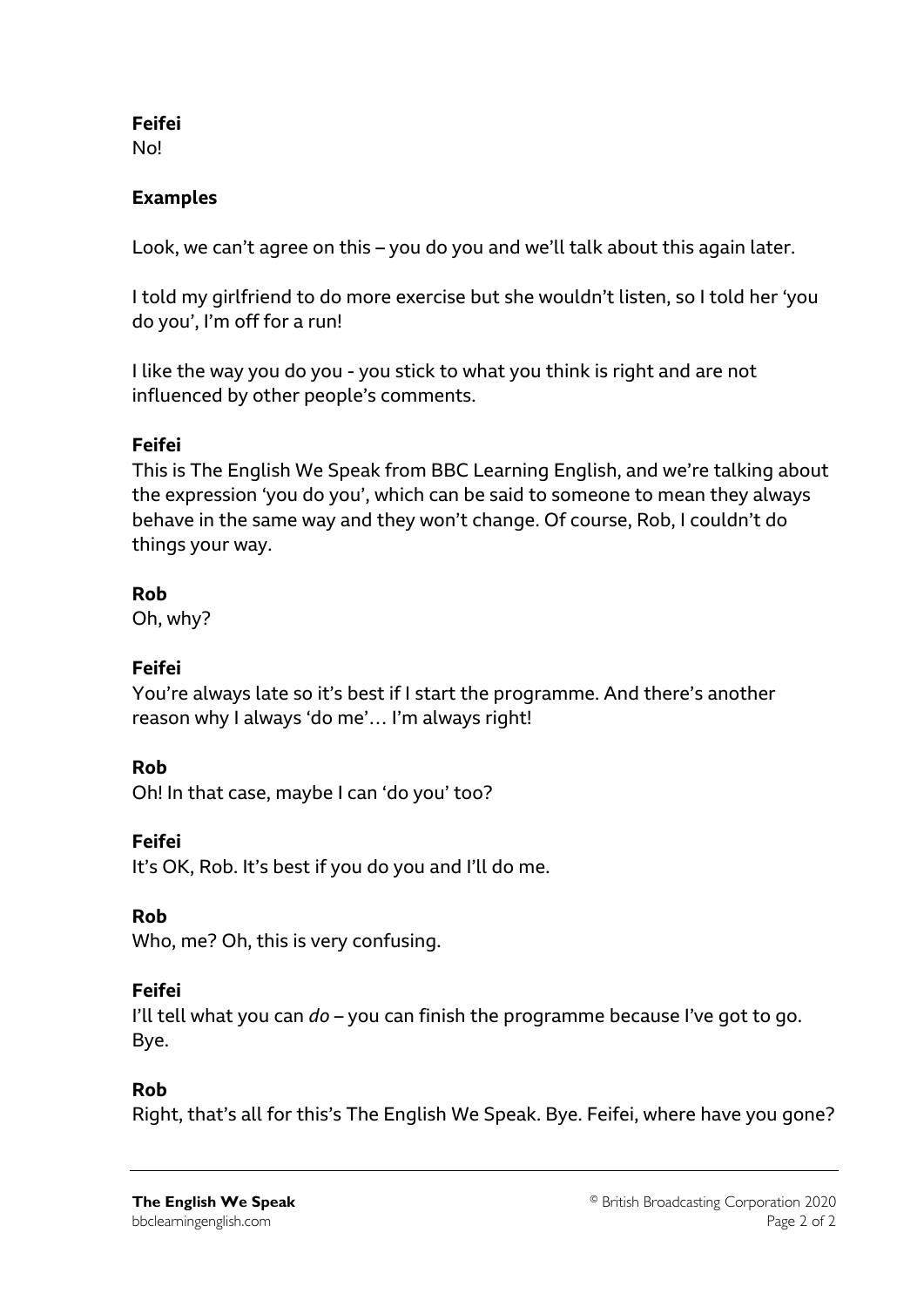**Feifei**
No!

**Examples**

Look, we can't agree on this – you do you and we'll talk about this again later.

I told my girlfriend to do more exercise but she wouldn't listen, so I told her 'you do you', I'm off for a run!

I like the way you do you - you stick to what you think is right and are not influenced by other people's comments.

**Feifei**
This is The English We Speak from BBC Learning English, and we're talking about the expression 'you do you', which can be said to someone to mean they always behave in the same way and they won't change. Of course, Rob, I couldn't do things your way.

**Rob**
Oh, why?

**Feifei**
You're always late so it's best if I start the programme. And there's another reason why I always 'do me'… I'm always right!

**Rob**
Oh! In that case, maybe I can 'do you' too?

**Feifei**
It's OK, Rob. It's best if you do you and I'll do me.

**Rob**
Who, me? Oh, this is very confusing.

**Feifei**
I'll tell what you can *do* – you can finish the programme because I've got to go. Bye.

**Rob**
Right, that's all for this's The English We Speak. Bye. Feifei, where have you gone?